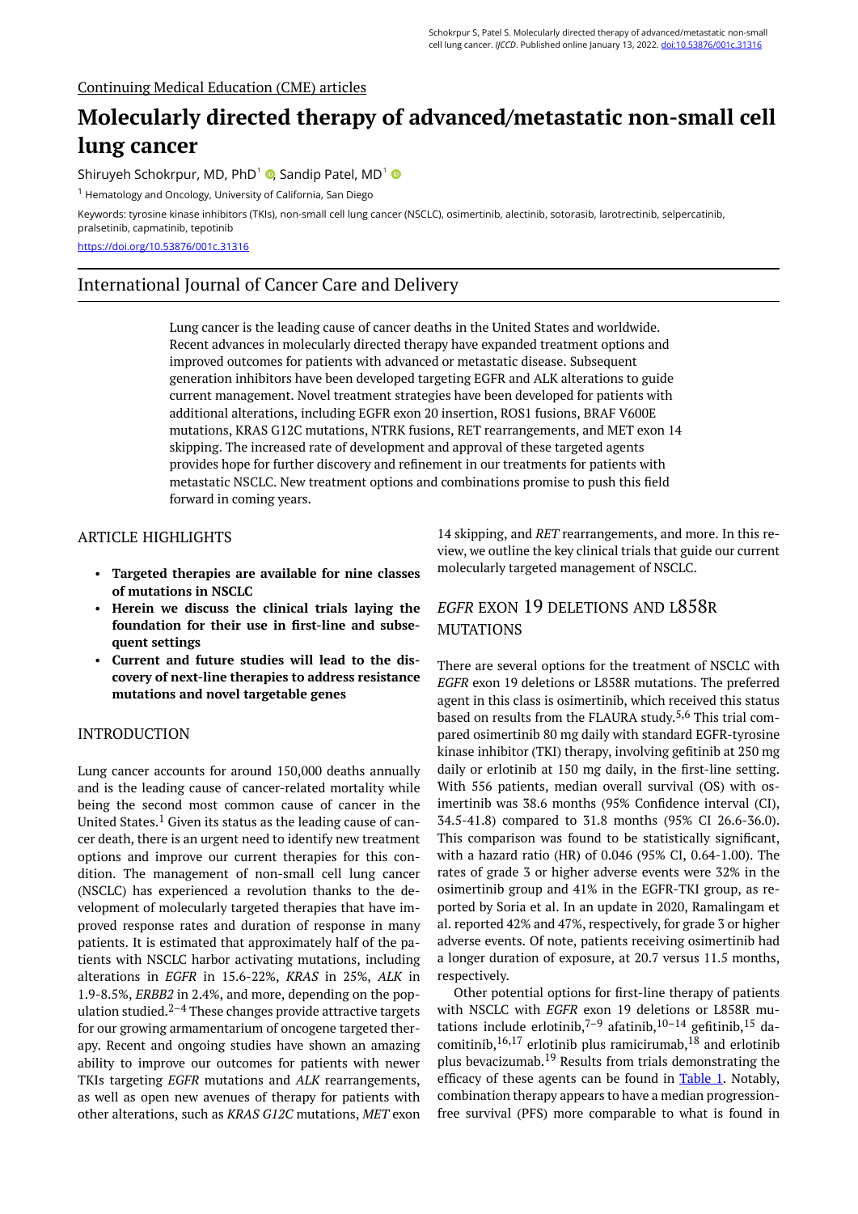Continuing Medical Education (CME) articles

# Molecularly directed therapy of advanced/metastatic non-small cell lung cancer

Shiruyeh Schokrpur, MD, PhD[1], Sandip Patel, MD[1]

[1] Hematology and Oncology, University of California, San Diego

Keywords: tyrosine kinase inhibitors (TKIs), non-small cell lung cancer (NSCLC), osimertinib, alectinib, sotorasib, larotrectinib, selpercatinib, pralsetinib, capmatinib, tepotinib

https://doi.org/10.53876/001c.31316

## International Journal of Cancer Care and Delivery

Lung cancer is the leading cause of cancer deaths in the United States and worldwide. Recent advances in molecularly directed therapy have expanded treatment options and improved outcomes for patients with advanced or metastatic disease. Subsequent generation inhibitors have been developed targeting EGFR and ALK alterations to guide current management. Novel treatment strategies have been developed for patients with additional alterations, including EGFR exon 20 insertion, ROS1 fusions, BRAF V600E mutations, KRAS G12C mutations, NTRK fusions, RET rearrangements, and MET exon 14 skipping. The increased rate of development and approval of these targeted agents provides hope for further discovery and refinement in our treatments for patients with metastatic NSCLC. New treatment options and combinations promise to push this field forward in coming years.

## ARTICLE HIGHLIGHTS

- **Targeted therapies are available for nine classes of mutations in NSCLC**
- **Herein we discuss the clinical trials laying the foundation for their use in first-line and subsequent settings**
- **Current and future studies will lead to the discovery of next-line therapies to address resistance mutations and novel targetable genes**

## INTRODUCTION

Lung cancer accounts for around 150,000 deaths annually and is the leading cause of cancer-related mortality while being the second most common cause of cancer in the United States.[1] Given its status as the leading cause of cancer death, there is an urgent need to identify new treatment options and improve our current therapies for this condition. The management of non-small cell lung cancer (NSCLC) has experienced a revolution thanks to the development of molecularly targeted therapies that have improved response rates and duration of response in many patients. It is estimated that approximately half of the patients with NSCLC harbor activating mutations, including alterations in *EGFR* in 15.6-22%, *KRAS* in 25%, *ALK* in 1.9-8.5%, *ERBB2* in 2.4%, and more, depending on the population studied.[2–4] These changes provide attractive targets for our growing armamentarium of oncogene targeted therapy. Recent and ongoing studies have shown an amazing ability to improve our outcomes for patients with newer TKIs targeting *EGFR* mutations and *ALK* rearrangements, as well as open new avenues of therapy for patients with other alterations, such as *KRAS G12C* mutations, *MET* exon 14 skipping, and *RET* rearrangements, and more. In this review, we outline the key clinical trials that guide our current molecularly targeted management of NSCLC.

## *EGFR* EXON 19 DELETIONS AND L858R MUTATIONS

There are several options for the treatment of NSCLC with *EGFR* exon 19 deletions or L858R mutations. The preferred agent in this class is osimertinib, which received this status based on results from the FLAURA study.[5,6] This trial compared osimertinib 80 mg daily with standard EGFR-tyrosine kinase inhibitor (TKI) therapy, involving gefitinib at 250 mg daily or erlotinib at 150 mg daily, in the first-line setting. With 556 patients, median overall survival (OS) with osimertinib was 38.6 months (95% Confidence interval (CI), 34.5-41.8) compared to 31.8 months (95% CI 26.6-36.0). This comparison was found to be statistically significant, with a hazard ratio (HR) of 0.046 (95% CI, 0.64-1.00). The rates of grade 3 or higher adverse events were 32% in the osimertinib group and 41% in the EGFR-TKI group, as reported by Soria et al. In an update in 2020, Ramalingam et al. reported 42% and 47%, respectively, for grade 3 or higher adverse events. Of note, patients receiving osimertinib had a longer duration of exposure, at 20.7 versus 11.5 months, respectively.

Other potential options for first-line therapy of patients with NSCLC with *EGFR* exon 19 deletions or L858R mutations include erlotinib,[7–9] afatinib,[10–14] gefitinib,[15] dacomitinib,[16,17] erlotinib plus ramicirumab,[18] and erlotinib plus bevacizumab.[19] Results from trials demonstrating the efficacy of these agents can be found in Table 1. Notably, combination therapy appears to have a median progression-free survival (PFS) more comparable to what is found in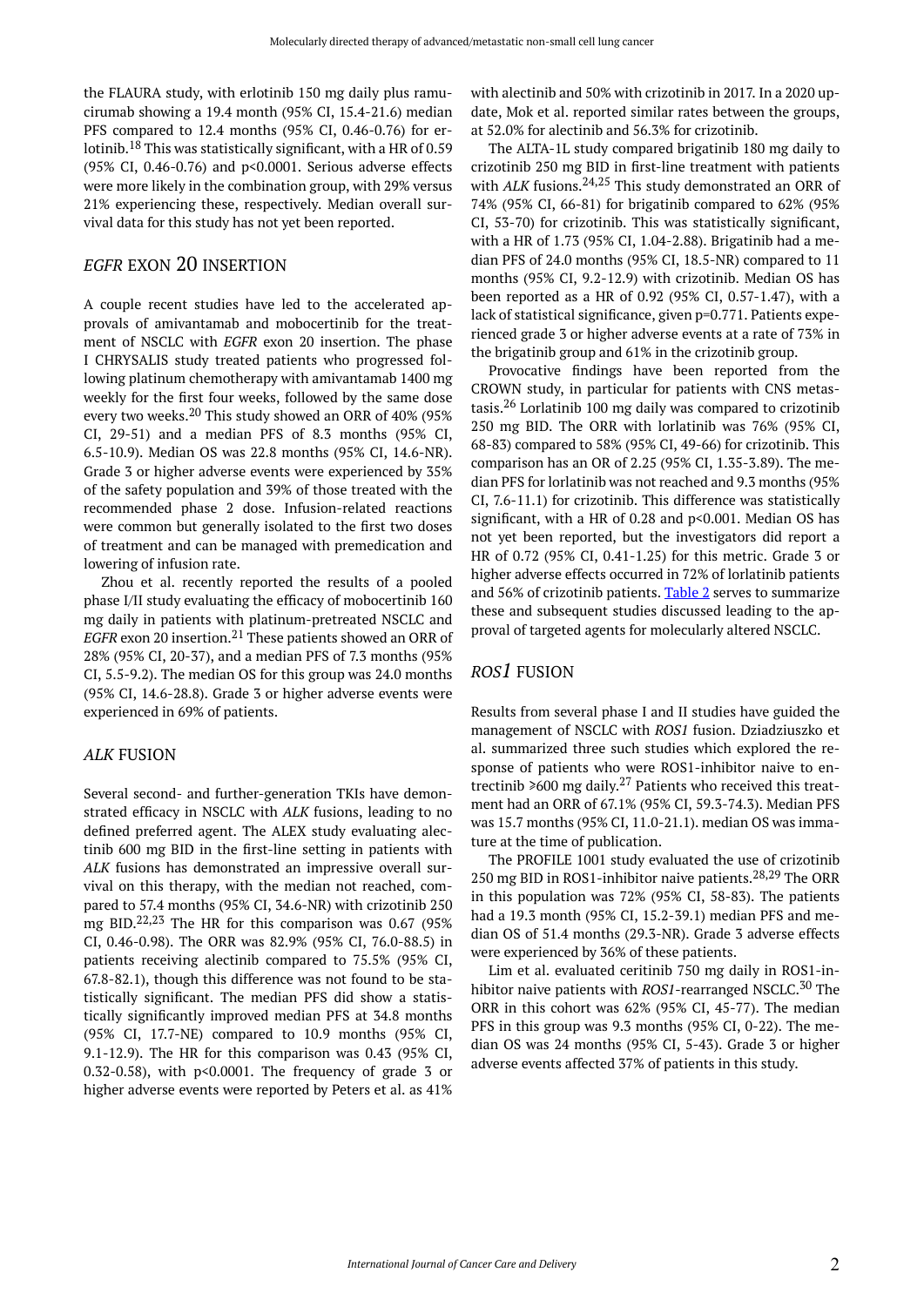the FLAURA study, with erlotinib 150 mg daily plus ramucirumab showing a 19.4 month (95% CI, 15.4-21.6) median PFS compared to 12.4 months (95% CI, 0.46-0.76) for erlotinib.[18] This was statistically significant, with a HR of 0.59 (95% CI, 0.46-0.76) and p<0.0001. Serious adverse effects were more likely in the combination group, with 29% versus 21% experiencing these, respectively. Median overall survival data for this study has not yet been reported.

## *EGFR* EXON 20 INSERTION

A couple recent studies have led to the accelerated approvals of amivantamab and mobocertinib for the treatment of NSCLC with *EGFR* exon 20 insertion. The phase I CHRYSALIS study treated patients who progressed following platinum chemotherapy with amivantamab 1400 mg weekly for the first four weeks, followed by the same dose every two weeks.[20] This study showed an ORR of 40% (95% CI, 29-51) and a median PFS of 8.3 months (95% CI, 6.5-10.9). Median OS was 22.8 months (95% CI, 14.6-NR). Grade 3 or higher adverse events were experienced by 35% of the safety population and 39% of those treated with the recommended phase 2 dose. Infusion-related reactions were common but generally isolated to the first two doses of treatment and can be managed with premedication and lowering of infusion rate.

Zhou et al. recently reported the results of a pooled phase I/II study evaluating the efficacy of mobocertinib 160 mg daily in patients with platinum-pretreated NSCLC and *EGFR* exon 20 insertion.[21] These patients showed an ORR of 28% (95% CI, 20-37), and a median PFS of 7.3 months (95% CI, 5.5-9.2). The median OS for this group was 24.0 months (95% CI, 14.6-28.8). Grade 3 or higher adverse events were experienced in 69% of patients.

## *ALK* FUSION

Several second- and further-generation TKIs have demonstrated efficacy in NSCLC with *ALK* fusions, leading to no defined preferred agent. The ALEX study evaluating alectinib 600 mg BID in the first-line setting in patients with *ALK* fusions has demonstrated an impressive overall survival on this therapy, with the median not reached, compared to 57.4 months (95% CI, 34.6-NR) with crizotinib 250 mg BID.[22,23] The HR for this comparison was 0.67 (95% CI, 0.46-0.98). The ORR was 82.9% (95% CI, 76.0-88.5) in patients receiving alectinib compared to 75.5% (95% CI, 67.8-82.1), though this difference was not found to be statistically significant. The median PFS did show a statistically significantly improved median PFS at 34.8 months (95% CI, 17.7-NE) compared to 10.9 months (95% CI, 9.1-12.9). The HR for this comparison was 0.43 (95% CI, 0.32-0.58), with p<0.0001. The frequency of grade 3 or higher adverse events were reported by Peters et al. as 41% with alectinib and 50% with crizotinib in 2017. In a 2020 update, Mok et al. reported similar rates between the groups, at 52.0% for alectinib and 56.3% for crizotinib.

The ALTA-1L study compared brigatinib 180 mg daily to crizotinib 250 mg BID in first-line treatment with patients with *ALK* fusions.[24,25] This study demonstrated an ORR of 74% (95% CI, 66-81) for brigatinib compared to 62% (95% CI, 53-70) for crizotinib. This was statistically significant, with a HR of 1.73 (95% CI, 1.04-2.88). Brigatinib had a median PFS of 24.0 months (95% CI, 18.5-NR) compared to 11 months (95% CI, 9.2-12.9) with crizotinib. Median OS has been reported as a HR of 0.92 (95% CI, 0.57-1.47), with a lack of statistical significance, given p=0.771. Patients experienced grade 3 or higher adverse events at a rate of 73% in the brigatinib group and 61% in the crizotinib group.

Provocative findings have been reported from the CROWN study, in particular for patients with CNS metastasis.[26] Lorlatinib 100 mg daily was compared to crizotinib 250 mg BID. The ORR with lorlatinib was 76% (95% CI, 68-83) compared to 58% (95% CI, 49-66) for crizotinib. This comparison has an OR of 2.25 (95% CI, 1.35-3.89). The median PFS for lorlatinib was not reached and 9.3 months (95% CI, 7.6-11.1) for crizotinib. This difference was statistically significant, with a HR of 0.28 and p<0.001. Median OS has not yet been reported, but the investigators did report a HR of 0.72 (95% CI, 0.41-1.25) for this metric. Grade 3 or higher adverse effects occurred in 72% of lorlatinib patients and 56% of crizotinib patients. Table 2 serves to summarize these and subsequent studies discussed leading to the approval of targeted agents for molecularly altered NSCLC.

## *ROS1* FUSION

Results from several phase I and II studies have guided the management of NSCLC with *ROS1* fusion. Dziadziuszko et al. summarized three such studies which explored the response of patients who were ROS1-inhibitor naive to entrectinib ⩾600 mg daily.[27] Patients who received this treatment had an ORR of 67.1% (95% CI, 59.3-74.3). Median PFS was 15.7 months (95% CI, 11.0-21.1). median OS was immature at the time of publication.

The PROFILE 1001 study evaluated the use of crizotinib 250 mg BID in ROS1-inhibitor naive patients.[28,29] The ORR in this population was 72% (95% CI, 58-83). The patients had a 19.3 month (95% CI, 15.2-39.1) median PFS and median OS of 51.4 months (29.3-NR). Grade 3 adverse effects were experienced by 36% of these patients.

Lim et al. evaluated ceritinib 750 mg daily in ROS1-inhibitor naive patients with *ROS1*-rearranged NSCLC.[30] The ORR in this cohort was 62% (95% CI, 45-77). The median PFS in this group was 9.3 months (95% CI, 0-22). The median OS was 24 months (95% CI, 5-43). Grade 3 or higher adverse events affected 37% of patients in this study.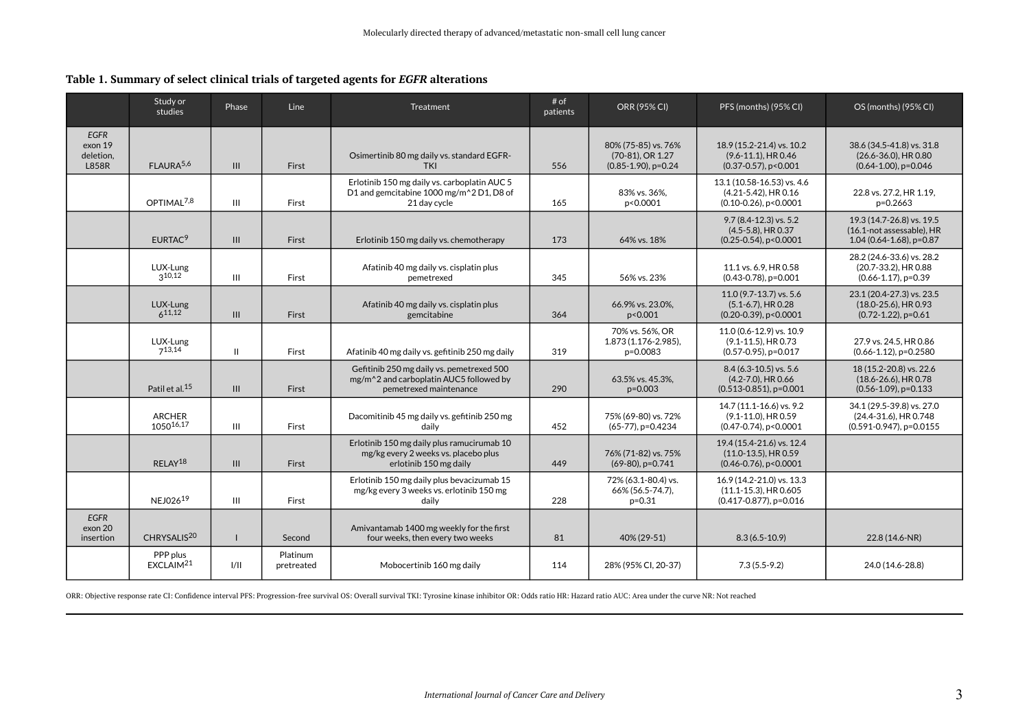**Table 1. Summary of select clinical trials of targeted agents for *EGFR* alterations**

| | Study or studies | Phase | Line | Treatment | # of patients | ORR (95% CI) | PFS (months) (95% CI) | OS (months) (95% CI) |
|---|---|---|---|---|---|---|---|---|
| *EGFR* exon 19 deletion, L858R | FLAURA[5,6] | III | First | Osimertinib 80 mg daily vs. standard EGFR-TKI | 556 | 80% (75-85) vs. 76% (70-81), OR 1.27 (0.85-1.90), p=0.24 | 18.9 (15.2-21.4) vs. 10.2 (9.6-11.1), HR 0.46 (0.37-0.57), p<0.001 | 38.6 (34.5-41.8) vs. 31.8 (26.6-36.0), HR 0.80 (0.64-1.00), p=0.046 |
| | OPTIMAL[7,8] | III | First | Erlotinib 150 mg daily vs. carboplatin AUC 5 D1 and gemcitabine 1000 mg/m^2 D1, D8 of 21 day cycle | 165 | 83% vs. 36%, p<0.0001 | 13.1 (10.58-16.53) vs. 4.6 (4.21-5.42), HR 0.16 (0.10-0.26), p<0.0001 | 22.8 vs. 27.2, HR 1.19, p=0.2663 |
| | EURTAC[9] | III | First | Erlotinib 150 mg daily vs. chemotherapy | 173 | 64% vs. 18% | 9.7 (8.4-12.3) vs. 5.2 (4.5-5.8), HR 0.37 (0.25-0.54), p<0.0001 | 19.3 (14.7-26.8) vs. 19.5 (16.1-not assessable), HR 1.04 (0.64-1.68), p=0.87 |
| | LUX-Lung 3[10,12] | III | First | Afatinib 40 mg daily vs. cisplatin plus pemetrexed | 345 | 56% vs. 23% | 11.1 vs. 6.9, HR 0.58 (0.43-0.78), p=0.001 | 28.2 (24.6-33.6) vs. 28.2 (20.7-33.2), HR 0.88 (0.66-1.17), p=0.39 |
| | LUX-Lung 6[11,12] | III | First | Afatinib 40 mg daily vs. cisplatin plus gemcitabine | 364 | 66.9% vs. 23.0%, p<0.001 | 11.0 (9.7-13.7) vs. 5.6 (5.1-6.7), HR 0.28 (0.20-0.39), p<0.0001 | 23.1 (20.4-27.3) vs. 23.5 (18.0-25.6), HR 0.93 (0.72-1.22), p=0.61 |
| | LUX-Lung 7[13,14] | II | First | Afatinib 40 mg daily vs. gefitinib 250 mg daily | 319 | 70% vs. 56%, OR 1.873 (1.176-2.985), p=0.0083 | 11.0 (0.6-12.9) vs. 10.9 (9.1-11.5), HR 0.73 (0.57-0.95), p=0.017 | 27.9 vs. 24.5, HR 0.86 (0.66-1.12), p=0.2580 |
| | Patil et al.[15] | III | First | Gefitinib 250 mg daily vs. pemetrexed 500 mg/m^2 and carboplatin AUC5 followed by pemetrexed maintenance | 290 | 63.5% vs. 45.3%, p=0.003 | 8.4 (6.3-10.5) vs. 5.6 (4.2-7.0), HR 0.66 (0.513-0.851), p=0.001 | 18 (15.2-20.8) vs. 22.6 (18.6-26.6), HR 0.78 (0.56-1.09), p=0.133 |
| | ARCHER 1050[16,17] | III | First | Dacomitinib 45 mg daily vs. gefitinib 250 mg daily | 452 | 75% (69-80) vs. 72% (65-77), p=0.4234 | 14.7 (11.1-16.6) vs. 9.2 (9.1-11.0), HR 0.59 (0.47-0.74), p<0.0001 | 34.1 (29.5-39.8) vs. 27.0 (24.4-31.6), HR 0.748 (0.591-0.947), p=0.0155 |
| | RELAY[18] | III | First | Erlotinib 150 mg daily plus ramucirumab 10 mg/kg every 2 weeks vs. placebo plus erlotinib 150 mg daily | 449 | 76% (71-82) vs. 75% (69-80), p=0.741 | 19.4 (15.4-21.6) vs. 12.4 (11.0-13.5), HR 0.59 (0.46-0.76), p<0.0001 | |
| | NEJ026[19] | III | First | Erlotinib 150 mg daily plus bevacizumab 15 mg/kg every 3 weeks vs. erlotinib 150 mg daily | 228 | 72% (63.1-80.4) vs. 66% (56.5-74.7), p=0.31 | 16.9 (14.2-21.0) vs. 13.3 (11.1-15.3), HR 0.605 (0.417-0.877), p=0.016 | |
| *EGFR* exon 20 insertion | CHRYSALIS[20] | I | Second | Amivantamab 1400 mg weekly for the first four weeks, then every two weeks | 81 | 40% (29-51) | 8.3 (6.5-10.9) | 22.8 (14.6-NR) |
| | PPP plus EXCLAIM[21] | I/II | Platinum pretreated | Mobocertinib 160 mg daily | 114 | 28% (95% CI, 20-37) | 7.3 (5.5-9.2) | 24.0 (14.6-28.8) |

ORR: Objective response rate CI: Confidence interval PFS: Progression-free survival OS: Overall survival TKI: Tyrosine kinase inhibitor OR: Odds ratio HR: Hazard ratio AUC: Area under the curve NR: Not reached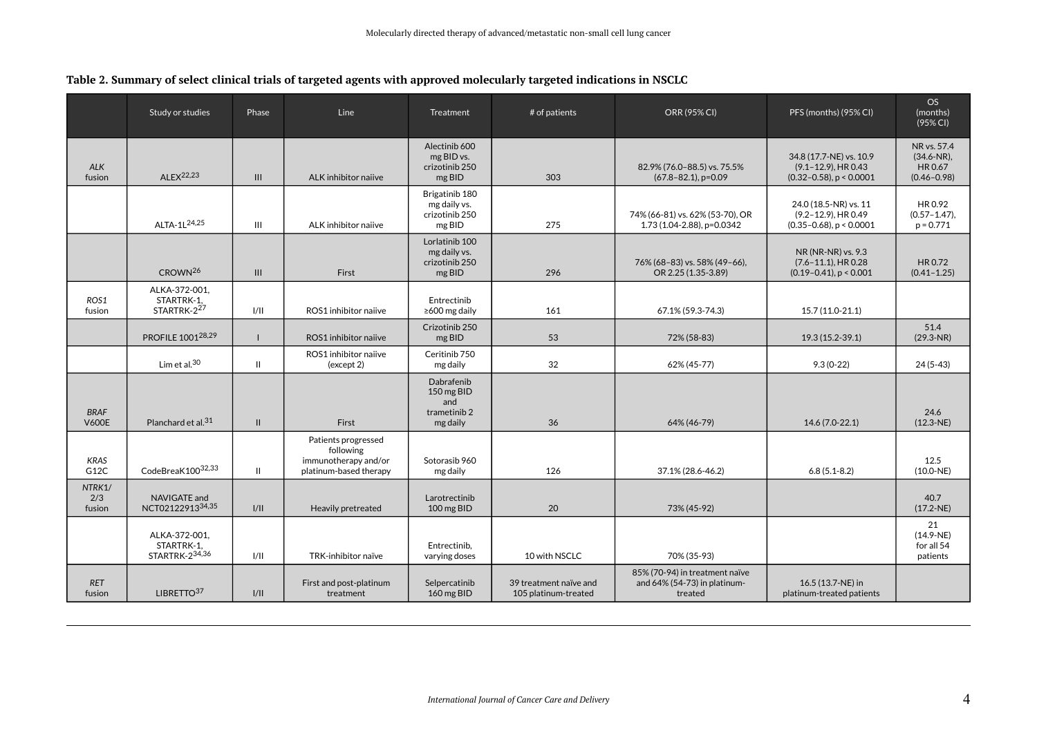**Table 2. Summary of select clinical trials of targeted agents with approved molecularly targeted indications in NSCLC**

| | Study or studies | Phase | Line | Treatment | # of patients | ORR (95% CI) | PFS (months) (95% CI) | OS (months) (95% CI) |
|---|---|---|---|---|---|---|---|---|
| *ALK* fusion | ALEX[22,23] | III | ALK inhibitor naiive | Alectinib 600 mg BID vs. crizotinib 250 mg BID | 303 | 82.9% (76.0–88.5) vs. 75.5% (67.8–82.1), p=0.09 | 34.8 (17.7-NE) vs. 10.9 (9.1–12.9), HR 0.43 (0.32–0.58), p < 0.0001 | NR vs. 57.4 (34.6-NR), HR 0.67 (0.46–0.98) |
| | ALTA-1L[24,25] | III | ALK inhibitor naiive | Brigatinib 180 mg daily vs. crizotinib 250 mg BID | 275 | 74% (66-81) vs. 62% (53-70), OR 1.73 (1.04-2.88), p=0.0342 | 24.0 (18.5-NR) vs. 11 (9.2–12.9), HR 0.49 (0.35–0.68), p < 0.0001 | HR 0.92 (0.57–1.47), p = 0.771 |
| | CROWN[26] | III | First | Lorlatinib 100 mg daily vs. crizotinib 250 mg BID | 296 | 76% (68–83) vs. 58% (49–66), OR 2.25 (1.35-3.89) | NR (NR-NR) vs. 9.3 (7.6–11.1), HR 0.28 (0.19–0.41), p < 0.001 | HR 0.72 (0.41–1.25) |
| *ROS1* fusion | ALKA-372-001, STARTRK-1, STARTRK-2[27] | I/II | ROS1 inhibitor naiive | Entrectinib ≥600 mg daily | 161 | 67.1% (59.3-74.3) | 15.7 (11.0-21.1) | |
| | PROFILE 1001[28,29] | I | ROS1 inhibitor naiive | Crizotinib 250 mg BID | 53 | 72% (58-83) | 19.3 (15.2-39.1) | 51.4 (29.3-NR) |
| | Lim et al.[30] | II | ROS1 inhibitor naiive (except 2) | Ceritinib 750 mg daily | 32 | 62% (45-77) | 9.3 (0-22) | 24 (5-43) |
| *BRAF* V600E | Planchard et al.[31] | II | First | Dabrafenib 150 mg BID and trametinib 2 mg daily | 36 | 64% (46-79) | 14.6 (7.0-22.1) | 24.6 (12.3-NE) |
| *KRAS* G12C | CodeBreaK100[32,33] | II | Patients progressed following immunotherapy and/or platinum-based therapy | Sotorasib 960 mg daily | 126 | 37.1% (28.6-46.2) | 6.8 (5.1-8.2) | 12.5 (10.0-NE) |
| *NTRK1/2/3* fusion | NAVIGATE and NCT02122913[34,35] | I/II | Heavily pretreated | Larotrectinib 100 mg BID | 20 | 73% (45-92) | | 40.7 (17.2-NE) |
| | ALKA-372-001, STARTRK-1, STARTRK-2[34,36] | I/II | TRK-inhibitor naïve | Entrectinib, varying doses | 10 with NSCLC | 70% (35-93) | | 21 (14.9-NE) for all 54 patients |
| *RET* fusion | LIBRETTO[37] | I/II | First and post-platinum treatment | Selpercatinib 160 mg BID | 39 treatment naïve and 105 platinum-treated | 85% (70-94) in treatment naïve and 64% (54-73) in platinum-treated | 16.5 (13.7-NE) in platinum-treated patients | |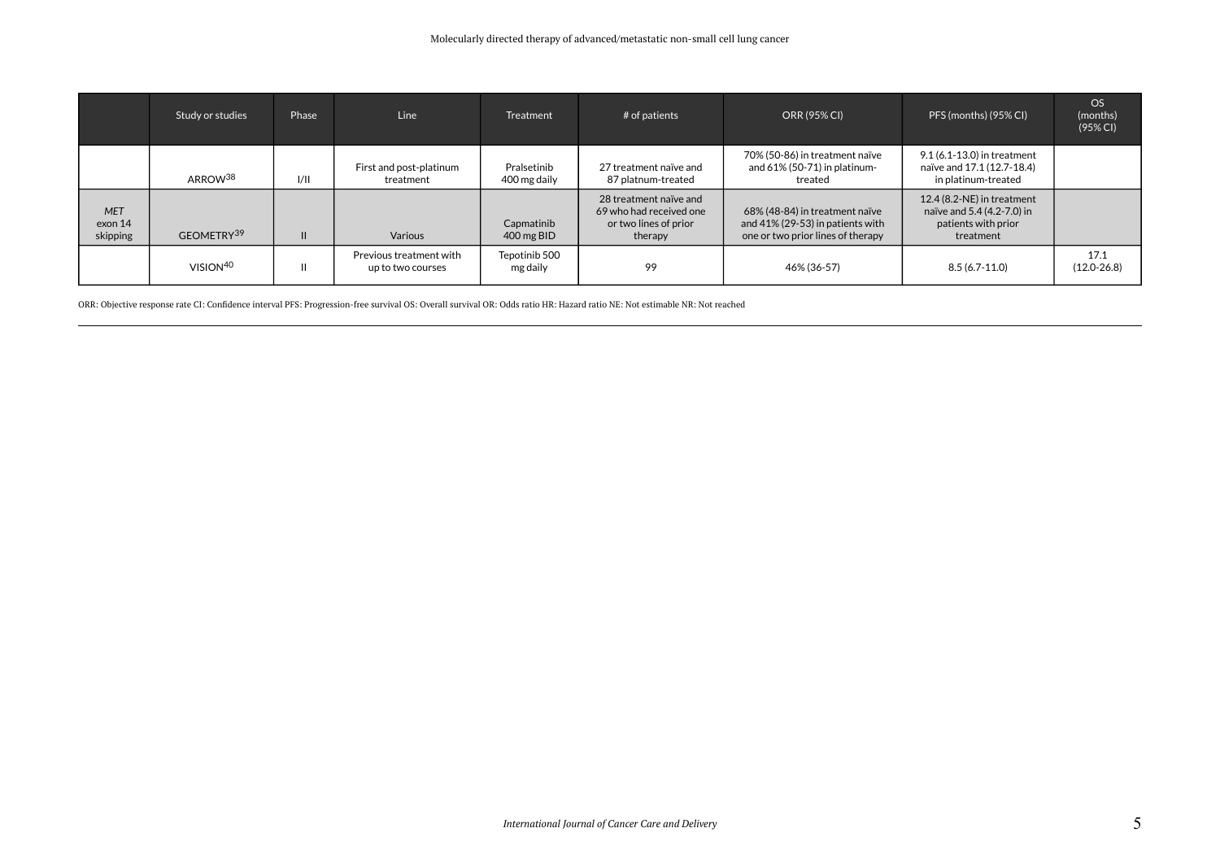| | Study or studies | Phase | Line | Treatment | # of patients | ORR (95% CI) | PFS (months) (95% CI) | OS (months) (95% CI) |
|---|---|---|---|---|---|---|---|---|
| | ARROW[38] | I/II | First and post-platinum treatment | Pralsetinib 400 mg daily | 27 treatment naïve and 87 platnum-treated | 70% (50-86) in treatment naïve and 61% (50-71) in platinum-treated | 9.1 (6.1-13.0) in treatment naïve and 17.1 (12.7-18.4) in platinum-treated | |
| *MET* exon 14 skipping | GEOMETRY[39] | II | Various | Capmatinib 400 mg BID | 28 treatment naïve and 69 who had received one or two lines of prior therapy | 68% (48-84) in treatment naïve and 41% (29-53) in patients with one or two prior lines of therapy | 12.4 (8.2-NE) in treatment naïve and 5.4 (4.2-7.0) in patients with prior treatment | |
| | VISION[40] | II | Previous treatment with up to two courses | Tepotinib 500 mg daily | 99 | 46% (36-57) | 8.5 (6.7-11.0) | 17.1 (12.0-26.8) |

ORR: Objective response rate CI: Confidence interval PFS: Progression-free survival OS: Overall survival OR: Odds ratio HR: Hazard ratio NE: Not estimable NR: Not reached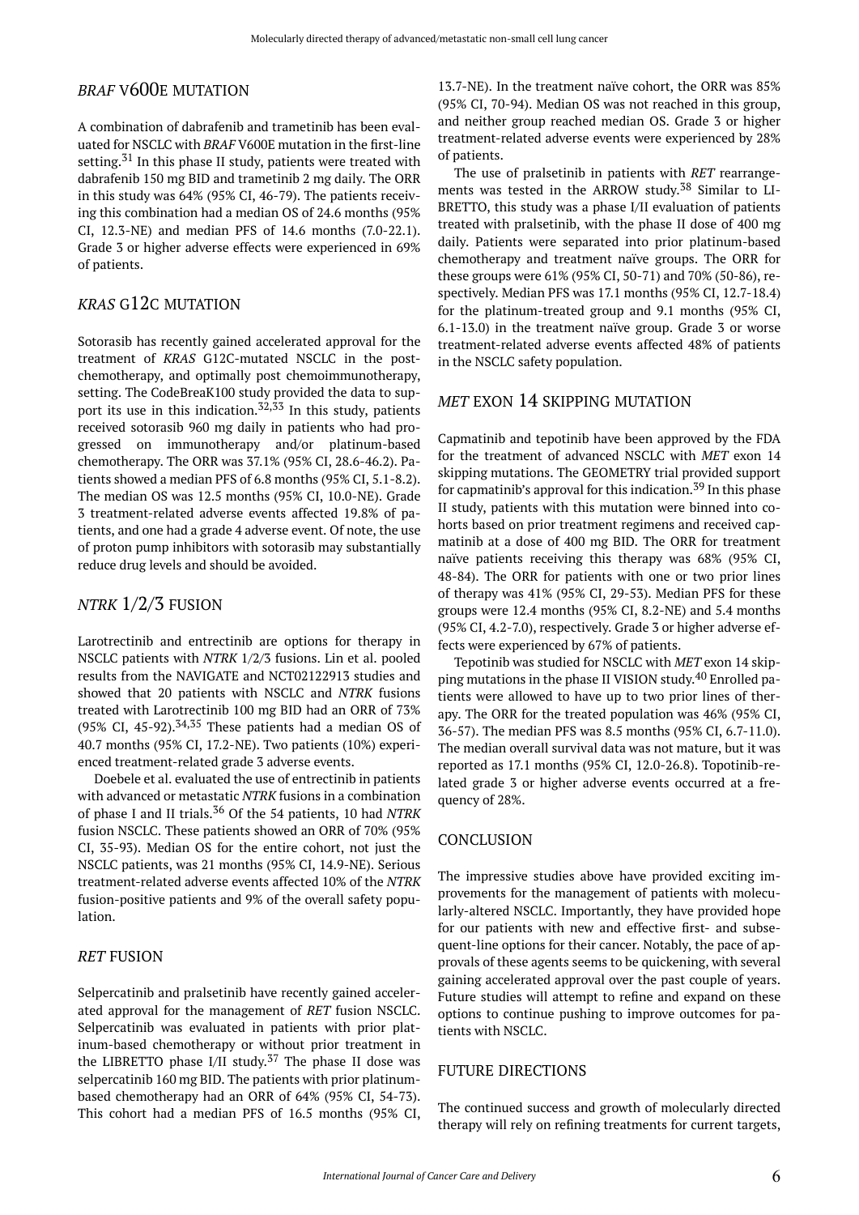## *BRAF* V600E MUTATION

A combination of dabrafenib and trametinib has been evaluated for NSCLC with *BRAF* V600E mutation in the first-line setting.[31] In this phase II study, patients were treated with dabrafenib 150 mg BID and trametinib 2 mg daily. The ORR in this study was 64% (95% CI, 46-79). The patients receiving this combination had a median OS of 24.6 months (95% CI, 12.3-NE) and median PFS of 14.6 months (7.0-22.1). Grade 3 or higher adverse effects were experienced in 69% of patients.

## *KRAS* G12C MUTATION

Sotorasib has recently gained accelerated approval for the treatment of *KRAS* G12C-mutated NSCLC in the post-chemotherapy, and optimally post chemoimmunotherapy, setting. The CodeBreaK100 study provided the data to support its use in this indication.[32,33] In this study, patients received sotorasib 960 mg daily in patients who had progressed on immunotherapy and/or platinum-based chemotherapy. The ORR was 37.1% (95% CI, 28.6-46.2). Patients showed a median PFS of 6.8 months (95% CI, 5.1-8.2). The median OS was 12.5 months (95% CI, 10.0-NE). Grade 3 treatment-related adverse events affected 19.8% of patients, and one had a grade 4 adverse event. Of note, the use of proton pump inhibitors with sotorasib may substantially reduce drug levels and should be avoided.

## *NTRK* 1/2/3 FUSION

Larotrectinib and entrectinib are options for therapy in NSCLC patients with *NTRK* 1/2/3 fusions. Lin et al. pooled results from the NAVIGATE and NCT02122913 studies and showed that 20 patients with NSCLC and *NTRK* fusions treated with Larotrectinib 100 mg BID had an ORR of 73% (95% CI, 45-92).[34,35] These patients had a median OS of 40.7 months (95% CI, 17.2-NE). Two patients (10%) experienced treatment-related grade 3 adverse events.

Doebele et al. evaluated the use of entrectinib in patients with advanced or metastatic *NTRK* fusions in a combination of phase I and II trials.[36] Of the 54 patients, 10 had *NTRK* fusion NSCLC. These patients showed an ORR of 70% (95% CI, 35-93). Median OS for the entire cohort, not just the NSCLC patients, was 21 months (95% CI, 14.9-NE). Serious treatment-related adverse events affected 10% of the *NTRK* fusion-positive patients and 9% of the overall safety population.

## *RET* FUSION

Selpercatinib and pralsetinib have recently gained accelerated approval for the management of *RET* fusion NSCLC. Selpercatinib was evaluated in patients with prior platinum-based chemotherapy or without prior treatment in the LIBRETTO phase I/II study.[37] The phase II dose was selpercatinib 160 mg BID. The patients with prior platinum-based chemotherapy had an ORR of 64% (95% CI, 54-73). This cohort had a median PFS of 16.5 months (95% CI, 13.7-NE). In the treatment naïve cohort, the ORR was 85% (95% CI, 70-94). Median OS was not reached in this group, and neither group reached median OS. Grade 3 or higher treatment-related adverse events were experienced by 28% of patients.

The use of pralsetinib in patients with *RET* rearrangements was tested in the ARROW study.[38] Similar to LIBRETTO, this study was a phase I/II evaluation of patients treated with pralsetinib, with the phase II dose of 400 mg daily. Patients were separated into prior platinum-based chemotherapy and treatment naïve groups. The ORR for these groups were 61% (95% CI, 50-71) and 70% (50-86), respectively. Median PFS was 17.1 months (95% CI, 12.7-18.4) for the platinum-treated group and 9.1 months (95% CI, 6.1-13.0) in the treatment naïve group. Grade 3 or worse treatment-related adverse events affected 48% of patients in the NSCLC safety population.

## *MET* EXON 14 SKIPPING MUTATION

Capmatinib and tepotinib have been approved by the FDA for the treatment of advanced NSCLC with *MET* exon 14 skipping mutations. The GEOMETRY trial provided support for capmatinib's approval for this indication.[39] In this phase II study, patients with this mutation were binned into cohorts based on prior treatment regimens and received capmatinib at a dose of 400 mg BID. The ORR for treatment naïve patients receiving this therapy was 68% (95% CI, 48-84). The ORR for patients with one or two prior lines of therapy was 41% (95% CI, 29-53). Median PFS for these groups were 12.4 months (95% CI, 8.2-NE) and 5.4 months (95% CI, 4.2-7.0), respectively. Grade 3 or higher adverse effects were experienced by 67% of patients.

Tepotinib was studied for NSCLC with *MET* exon 14 skipping mutations in the phase II VISION study.[40] Enrolled patients were allowed to have up to two prior lines of therapy. The ORR for the treated population was 46% (95% CI, 36-57). The median PFS was 8.5 months (95% CI, 6.7-11.0). The median overall survival data was not mature, but it was reported as 17.1 months (95% CI, 12.0-26.8). Topotinib-related grade 3 or higher adverse events occurred at a frequency of 28%.

## CONCLUSION

The impressive studies above have provided exciting improvements for the management of patients with molecularly-altered NSCLC. Importantly, they have provided hope for our patients with new and effective first- and subsequent-line options for their cancer. Notably, the pace of approvals of these agents seems to be quickening, with several gaining accelerated approval over the past couple of years. Future studies will attempt to refine and expand on these options to continue pushing to improve outcomes for patients with NSCLC.

## FUTURE DIRECTIONS

The continued success and growth of molecularly directed therapy will rely on refining treatments for current targets,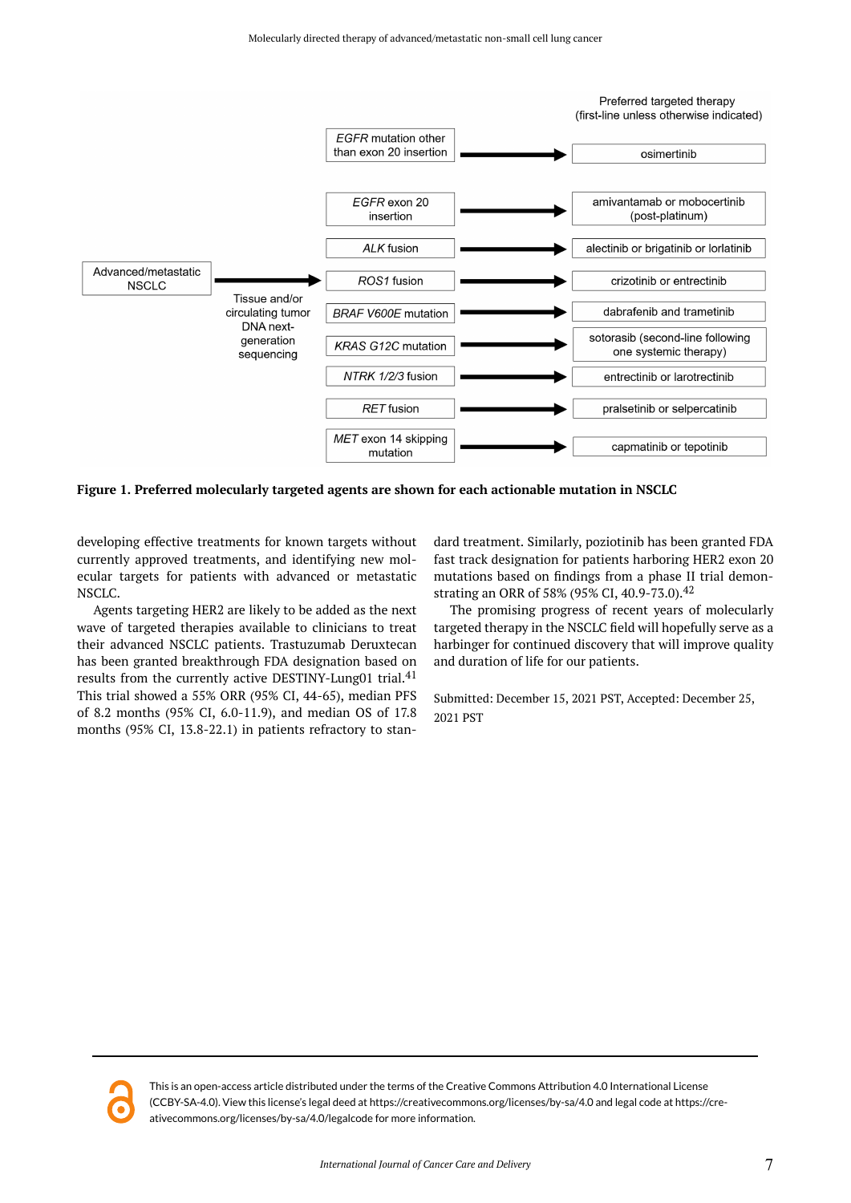| Actionable alteration (Tissue and/or circulating tumor DNA next-generation sequencing) | Preferred targeted therapy (first-line unless otherwise indicated) |
| --- | --- |
| *EGFR* mutation other than exon 20 insertion | osimertinib |
| *EGFR* exon 20 insertion | amivantamab or mobocertinib (post-platinum) |
| *ALK* fusion | alectinib or brigatinib or lorlatinib |
| *ROS1* fusion | crizotinib or entrectinib |
| *BRAF V600E* mutation | dabrafenib and trametinib |
| *KRAS G12C* mutation | sotorasib (second-line following one systemic therapy) |
| *NTRK 1/2/3* fusion | entrectinib or larotrectinib |
| *RET* fusion | pralsetinib or selpercatinib |
| *MET* exon 14 skipping mutation | capmatinib or tepotinib |

**Figure 1. Preferred molecularly targeted agents are shown for each actionable mutation in NSCLC**

developing effective treatments for known targets without currently approved treatments, and identifying new molecular targets for patients with advanced or metastatic NSCLC.

Agents targeting HER2 are likely to be added as the next wave of targeted therapies available to clinicians to treat their advanced NSCLC patients. Trastuzumab Deruxtecan has been granted breakthrough FDA designation based on results from the currently active DESTINY-Lung01 trial.[41] This trial showed a 55% ORR (95% CI, 44-65), median PFS of 8.2 months (95% CI, 6.0-11.9), and median OS of 17.8 months (95% CI, 13.8-22.1) in patients refractory to standard treatment. Similarly, poziotinib has been granted FDA fast track designation for patients harboring HER2 exon 20 mutations based on findings from a phase II trial demonstrating an ORR of 58% (95% CI, 40.9-73.0).[42]

The promising progress of recent years of molecularly targeted therapy in the NSCLC field will hopefully serve as a harbinger for continued discovery that will improve quality and duration of life for our patients.

Submitted: December 15, 2021 PST, Accepted: December 25, 2021 PST

This is an open-access article distributed under the terms of the Creative Commons Attribution 4.0 International License (CCBY-SA-4.0). View this license's legal deed at https://creativecommons.org/licenses/by-sa/4.0 and legal code at https://creativecommons.org/licenses/by-sa/4.0/legalcode for more information.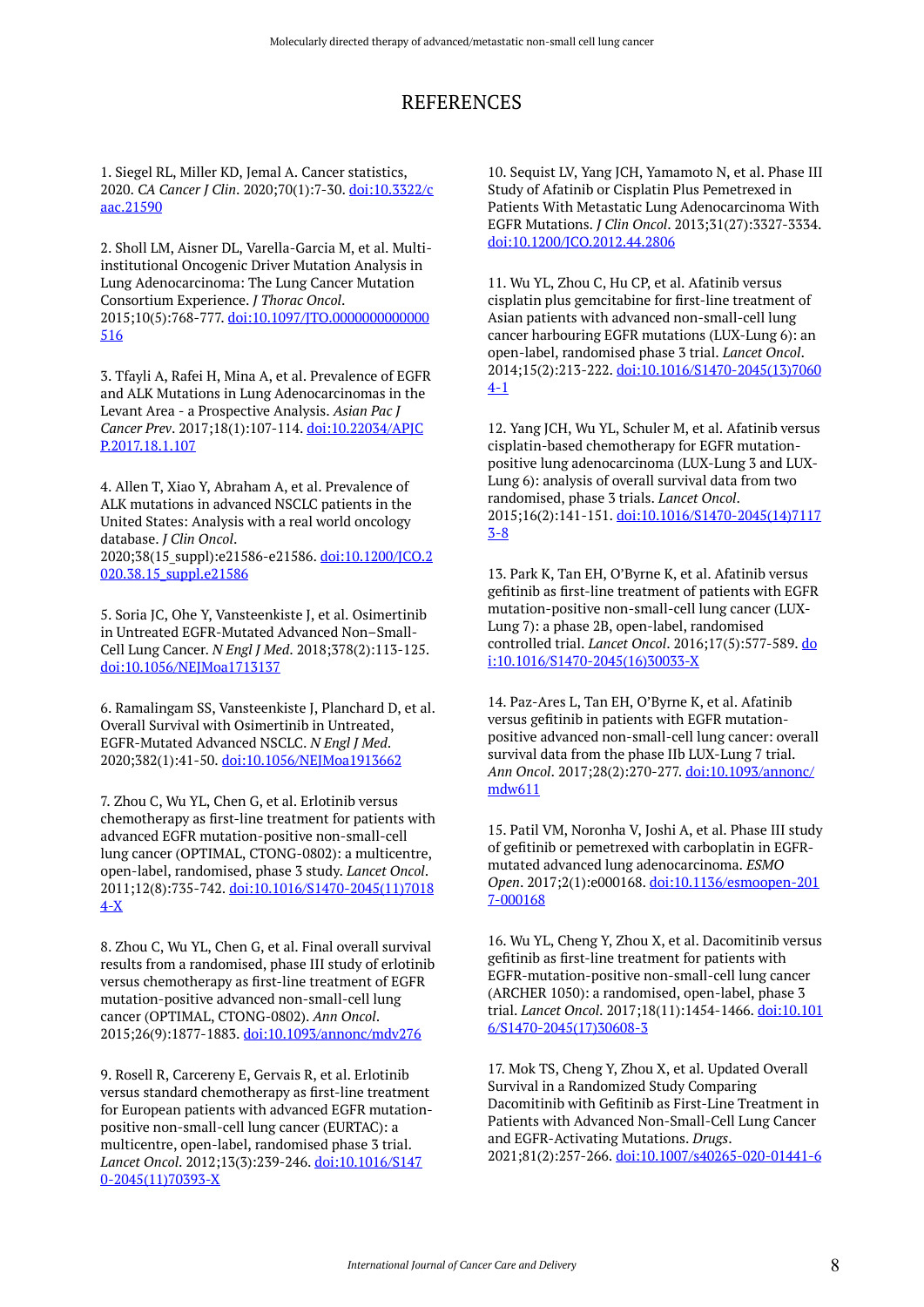# REFERENCES

1. Siegel RL, Miller KD, Jemal A. Cancer statistics, 2020. *CA Cancer J Clin*. 2020;70(1):7-30. doi:10.3322/caac.21590

2. Sholl LM, Aisner DL, Varella-Garcia M, et al. Multi-institutional Oncogenic Driver Mutation Analysis in Lung Adenocarcinoma: The Lung Cancer Mutation Consortium Experience. *J Thorac Oncol*. 2015;10(5):768-777. doi:10.1097/JTO.0000000000000516

3. Tfayli A, Rafei H, Mina A, et al. Prevalence of EGFR and ALK Mutations in Lung Adenocarcinomas in the Levant Area - a Prospective Analysis. *Asian Pac J Cancer Prev*. 2017;18(1):107-114. doi:10.22034/APJCP.2017.18.1.107

4. Allen T, Xiao Y, Abraham A, et al. Prevalence of ALK mutations in advanced NSCLC patients in the United States: Analysis with a real world oncology database. *J Clin Oncol*. 2020;38(15_suppl):e21586-e21586. doi:10.1200/JCO.2020.38.15_suppl.e21586

5. Soria JC, Ohe Y, Vansteenkiste J, et al. Osimertinib in Untreated EGFR-Mutated Advanced Non–Small-Cell Lung Cancer. *N Engl J Med*. 2018;378(2):113-125. doi:10.1056/NEJMoa1713137

6. Ramalingam SS, Vansteenkiste J, Planchard D, et al. Overall Survival with Osimertinib in Untreated, EGFR-Mutated Advanced NSCLC. *N Engl J Med*. 2020;382(1):41-50. doi:10.1056/NEJMoa1913662

7. Zhou C, Wu YL, Chen G, et al. Erlotinib versus chemotherapy as first-line treatment for patients with advanced EGFR mutation-positive non-small-cell lung cancer (OPTIMAL, CTONG-0802): a multicentre, open-label, randomised, phase 3 study. *Lancet Oncol*. 2011;12(8):735-742. doi:10.1016/S1470-2045(11)70184-X

8. Zhou C, Wu YL, Chen G, et al. Final overall survival results from a randomised, phase III study of erlotinib versus chemotherapy as first-line treatment of EGFR mutation-positive advanced non-small-cell lung cancer (OPTIMAL, CTONG-0802). *Ann Oncol*. 2015;26(9):1877-1883. doi:10.1093/annonc/mdv276

9. Rosell R, Carcereny E, Gervais R, et al. Erlotinib versus standard chemotherapy as first-line treatment for European patients with advanced EGFR mutation-positive non-small-cell lung cancer (EURTAC): a multicentre, open-label, randomised phase 3 trial. *Lancet Oncol*. 2012;13(3):239-246. doi:10.1016/S1470-2045(11)70393-X

10. Sequist LV, Yang JCH, Yamamoto N, et al. Phase III Study of Afatinib or Cisplatin Plus Pemetrexed in Patients With Metastatic Lung Adenocarcinoma With EGFR Mutations. *J Clin Oncol*. 2013;31(27):3327-3334. doi:10.1200/JCO.2012.44.2806

11. Wu YL, Zhou C, Hu CP, et al. Afatinib versus cisplatin plus gemcitabine for first-line treatment of Asian patients with advanced non-small-cell lung cancer harbouring EGFR mutations (LUX-Lung 6): an open-label, randomised phase 3 trial. *Lancet Oncol*. 2014;15(2):213-222. doi:10.1016/S1470-2045(13)70604-1

12. Yang JCH, Wu YL, Schuler M, et al. Afatinib versus cisplatin-based chemotherapy for EGFR mutation-positive lung adenocarcinoma (LUX-Lung 3 and LUX-Lung 6): analysis of overall survival data from two randomised, phase 3 trials. *Lancet Oncol*. 2015;16(2):141-151. doi:10.1016/S1470-2045(14)71173-8

13. Park K, Tan EH, O'Byrne K, et al. Afatinib versus gefitinib as first-line treatment of patients with EGFR mutation-positive non-small-cell lung cancer (LUX-Lung 7): a phase 2B, open-label, randomised controlled trial. *Lancet Oncol*. 2016;17(5):577-589. doi:10.1016/S1470-2045(16)30033-X

14. Paz-Ares L, Tan EH, O'Byrne K, et al. Afatinib versus gefitinib in patients with EGFR mutation-positive advanced non-small-cell lung cancer: overall survival data from the phase IIb LUX-Lung 7 trial. *Ann Oncol*. 2017;28(2):270-277. doi:10.1093/annonc/mdw611

15. Patil VM, Noronha V, Joshi A, et al. Phase III study of gefitinib or pemetrexed with carboplatin in EGFR-mutated advanced lung adenocarcinoma. *ESMO Open*. 2017;2(1):e000168. doi:10.1136/esmoopen-2017-000168

16. Wu YL, Cheng Y, Zhou X, et al. Dacomitinib versus gefitinib as first-line treatment for patients with EGFR-mutation-positive non-small-cell lung cancer (ARCHER 1050): a randomised, open-label, phase 3 trial. *Lancet Oncol*. 2017;18(11):1454-1466. doi:10.1016/S1470-2045(17)30608-3

17. Mok TS, Cheng Y, Zhou X, et al. Updated Overall Survival in a Randomized Study Comparing Dacomitinib with Gefitinib as First-Line Treatment in Patients with Advanced Non-Small-Cell Lung Cancer and EGFR-Activating Mutations. *Drugs*. 2021;81(2):257-266. doi:10.1007/s40265-020-01441-6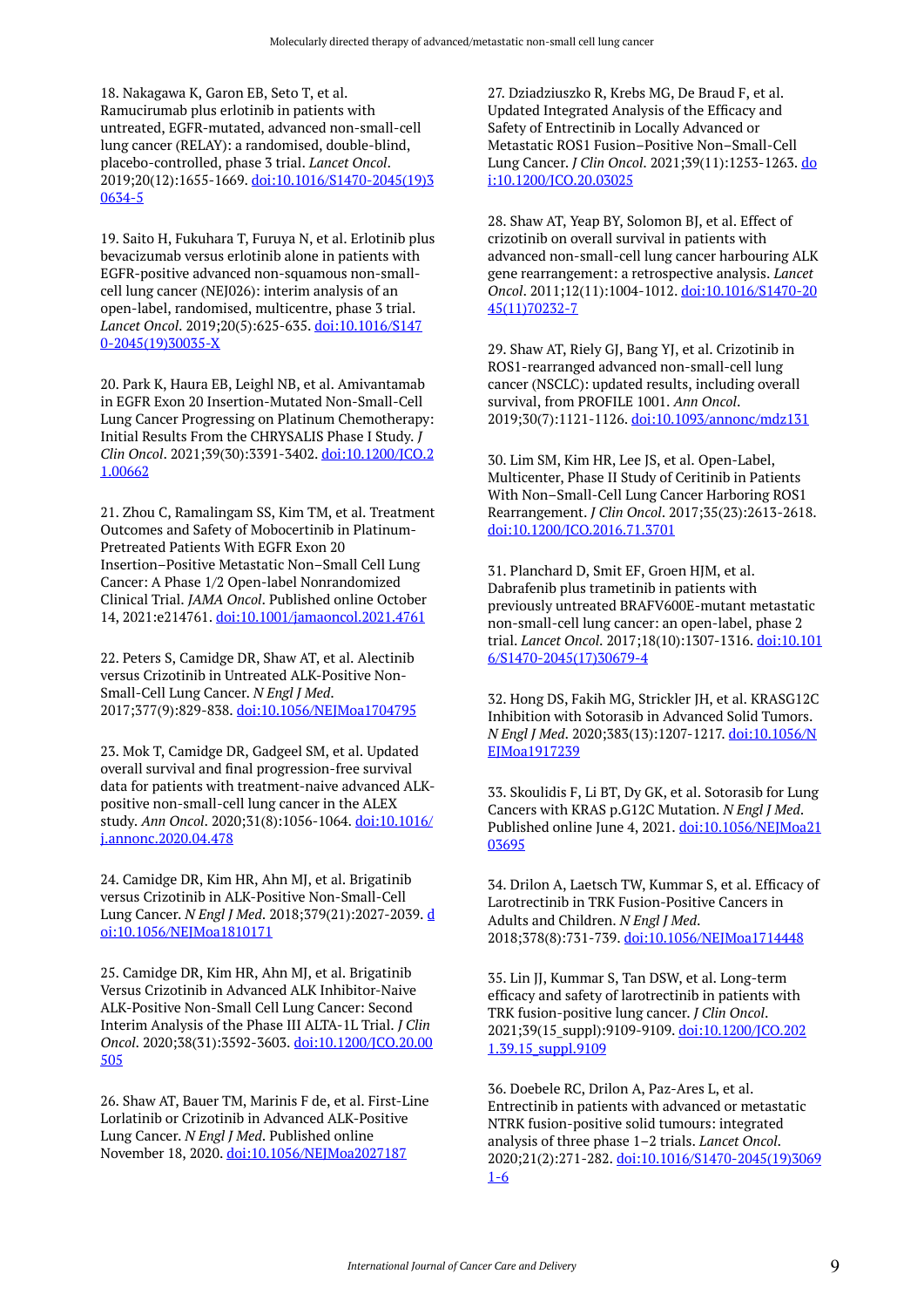18. Nakagawa K, Garon EB, Seto T, et al. Ramucirumab plus erlotinib in patients with untreated, EGFR-mutated, advanced non-small-cell lung cancer (RELAY): a randomised, double-blind, placebo-controlled, phase 3 trial. *Lancet Oncol*. 2019;20(12):1655-1669. doi:10.1016/S1470-2045(19)30634-5

19. Saito H, Fukuhara T, Furuya N, et al. Erlotinib plus bevacizumab versus erlotinib alone in patients with EGFR-positive advanced non-squamous non-small-cell lung cancer (NEJ026): interim analysis of an open-label, randomised, multicentre, phase 3 trial. *Lancet Oncol*. 2019;20(5):625-635. doi:10.1016/S1470-2045(19)30035-X

20. Park K, Haura EB, Leighl NB, et al. Amivantamab in EGFR Exon 20 Insertion-Mutated Non-Small-Cell Lung Cancer Progressing on Platinum Chemotherapy: Initial Results From the CHRYSALIS Phase I Study. *J Clin Oncol*. 2021;39(30):3391-3402. doi:10.1200/JCO.21.00662

21. Zhou C, Ramalingam SS, Kim TM, et al. Treatment Outcomes and Safety of Mobocertinib in Platinum-Pretreated Patients With EGFR Exon 20 Insertion–Positive Metastatic Non–Small Cell Lung Cancer: A Phase 1/2 Open-label Nonrandomized Clinical Trial. *JAMA Oncol*. Published online October 14, 2021:e214761. doi:10.1001/jamaoncol.2021.4761

22. Peters S, Camidge DR, Shaw AT, et al. Alectinib versus Crizotinib in Untreated ALK-Positive Non-Small-Cell Lung Cancer. *N Engl J Med*. 2017;377(9):829-838. doi:10.1056/NEJMoa1704795

23. Mok T, Camidge DR, Gadgeel SM, et al. Updated overall survival and final progression-free survival data for patients with treatment-naive advanced ALK-positive non-small-cell lung cancer in the ALEX study. *Ann Oncol*. 2020;31(8):1056-1064. doi:10.1016/j.annonc.2020.04.478

24. Camidge DR, Kim HR, Ahn MJ, et al. Brigatinib versus Crizotinib in ALK-Positive Non-Small-Cell Lung Cancer. *N Engl J Med*. 2018;379(21):2027-2039. doi:10.1056/NEJMoa1810171

25. Camidge DR, Kim HR, Ahn MJ, et al. Brigatinib Versus Crizotinib in Advanced ALK Inhibitor-Naive ALK-Positive Non-Small Cell Lung Cancer: Second Interim Analysis of the Phase III ALTA-1L Trial. *J Clin Oncol*. 2020;38(31):3592-3603. doi:10.1200/JCO.20.00505

26. Shaw AT, Bauer TM, Marinis F de, et al. First-Line Lorlatinib or Crizotinib in Advanced ALK-Positive Lung Cancer. *N Engl J Med*. Published online November 18, 2020. doi:10.1056/NEJMoa2027187

27. Dziadziuszko R, Krebs MG, De Braud F, et al. Updated Integrated Analysis of the Efficacy and Safety of Entrectinib in Locally Advanced or Metastatic ROS1 Fusion–Positive Non–Small-Cell Lung Cancer. *J Clin Oncol*. 2021;39(11):1253-1263. doi:10.1200/JCO.20.03025

28. Shaw AT, Yeap BY, Solomon BJ, et al. Effect of crizotinib on overall survival in patients with advanced non-small-cell lung cancer harbouring ALK gene rearrangement: a retrospective analysis. *Lancet Oncol*. 2011;12(11):1004-1012. doi:10.1016/S1470-2045(11)70232-7

29. Shaw AT, Riely GJ, Bang YJ, et al. Crizotinib in ROS1-rearranged advanced non-small-cell lung cancer (NSCLC): updated results, including overall survival, from PROFILE 1001. *Ann Oncol*. 2019;30(7):1121-1126. doi:10.1093/annonc/mdz131

30. Lim SM, Kim HR, Lee JS, et al. Open-Label, Multicenter, Phase II Study of Ceritinib in Patients With Non–Small-Cell Lung Cancer Harboring ROS1 Rearrangement. *J Clin Oncol*. 2017;35(23):2613-2618. doi:10.1200/JCO.2016.71.3701

31. Planchard D, Smit EF, Groen HJM, et al. Dabrafenib plus trametinib in patients with previously untreated BRAFV600E-mutant metastatic non-small-cell lung cancer: an open-label, phase 2 trial. *Lancet Oncol*. 2017;18(10):1307-1316. doi:10.1016/S1470-2045(17)30679-4

32. Hong DS, Fakih MG, Strickler JH, et al. KRASG12C Inhibition with Sotorasib in Advanced Solid Tumors. *N Engl J Med*. 2020;383(13):1207-1217. doi:10.1056/NEJMoa1917239

33. Skoulidis F, Li BT, Dy GK, et al. Sotorasib for Lung Cancers with KRAS p.G12C Mutation. *N Engl J Med*. Published online June 4, 2021. doi:10.1056/NEJMoa2103695

34. Drilon A, Laetsch TW, Kummar S, et al. Efficacy of Larotrectinib in TRK Fusion-Positive Cancers in Adults and Children. *N Engl J Med*. 2018;378(8):731-739. doi:10.1056/NEJMoa1714448

35. Lin JJ, Kummar S, Tan DSW, et al. Long-term efficacy and safety of larotrectinib in patients with TRK fusion-positive lung cancer. *J Clin Oncol*. 2021;39(15_suppl):9109-9109. doi:10.1200/JCO.2021.39.15_suppl.9109

36. Doebele RC, Drilon A, Paz-Ares L, et al. Entrectinib in patients with advanced or metastatic NTRK fusion-positive solid tumours: integrated analysis of three phase 1–2 trials. *Lancet Oncol*. 2020;21(2):271-282. doi:10.1016/S1470-2045(19)30691-6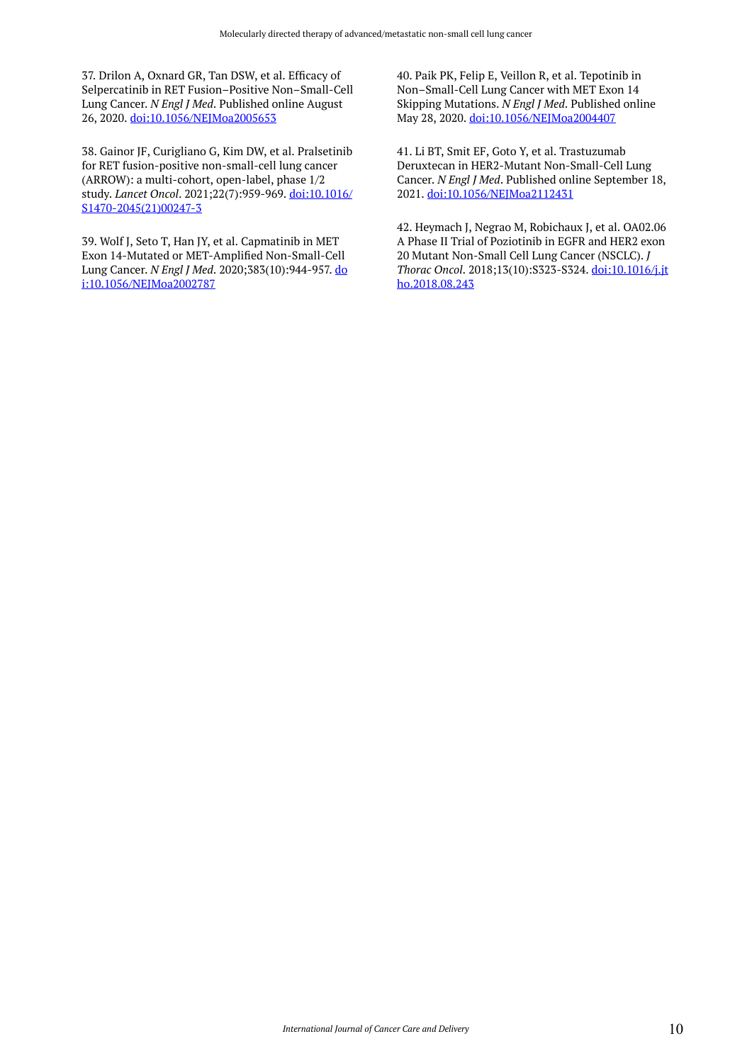37. Drilon A, Oxnard GR, Tan DSW, et al. Efficacy of Selpercatinib in RET Fusion–Positive Non–Small-Cell Lung Cancer. *N Engl J Med*. Published online August 26, 2020. doi:10.1056/NEJMoa2005653

38. Gainor JF, Curigliano G, Kim DW, et al. Pralsetinib for RET fusion-positive non-small-cell lung cancer (ARROW): a multi-cohort, open-label, phase 1/2 study. *Lancet Oncol*. 2021;22(7):959-969. doi:10.1016/S1470-2045(21)00247-3

39. Wolf J, Seto T, Han JY, et al. Capmatinib in MET Exon 14-Mutated or MET-Amplified Non-Small-Cell Lung Cancer. *N Engl J Med*. 2020;383(10):944-957. doi:10.1056/NEJMoa2002787

40. Paik PK, Felip E, Veillon R, et al. Tepotinib in Non–Small-Cell Lung Cancer with MET Exon 14 Skipping Mutations. *N Engl J Med*. Published online May 28, 2020. doi:10.1056/NEJMoa2004407

41. Li BT, Smit EF, Goto Y, et al. Trastuzumab Deruxtecan in HER2-Mutant Non-Small-Cell Lung Cancer. *N Engl J Med*. Published online September 18, 2021. doi:10.1056/NEJMoa2112431

42. Heymach J, Negrao M, Robichaux J, et al. OA02.06 A Phase II Trial of Poziotinib in EGFR and HER2 exon 20 Mutant Non-Small Cell Lung Cancer (NSCLC). *J Thorac Oncol*. 2018;13(10):S323-S324. doi:10.1016/j.jtho.2018.08.243